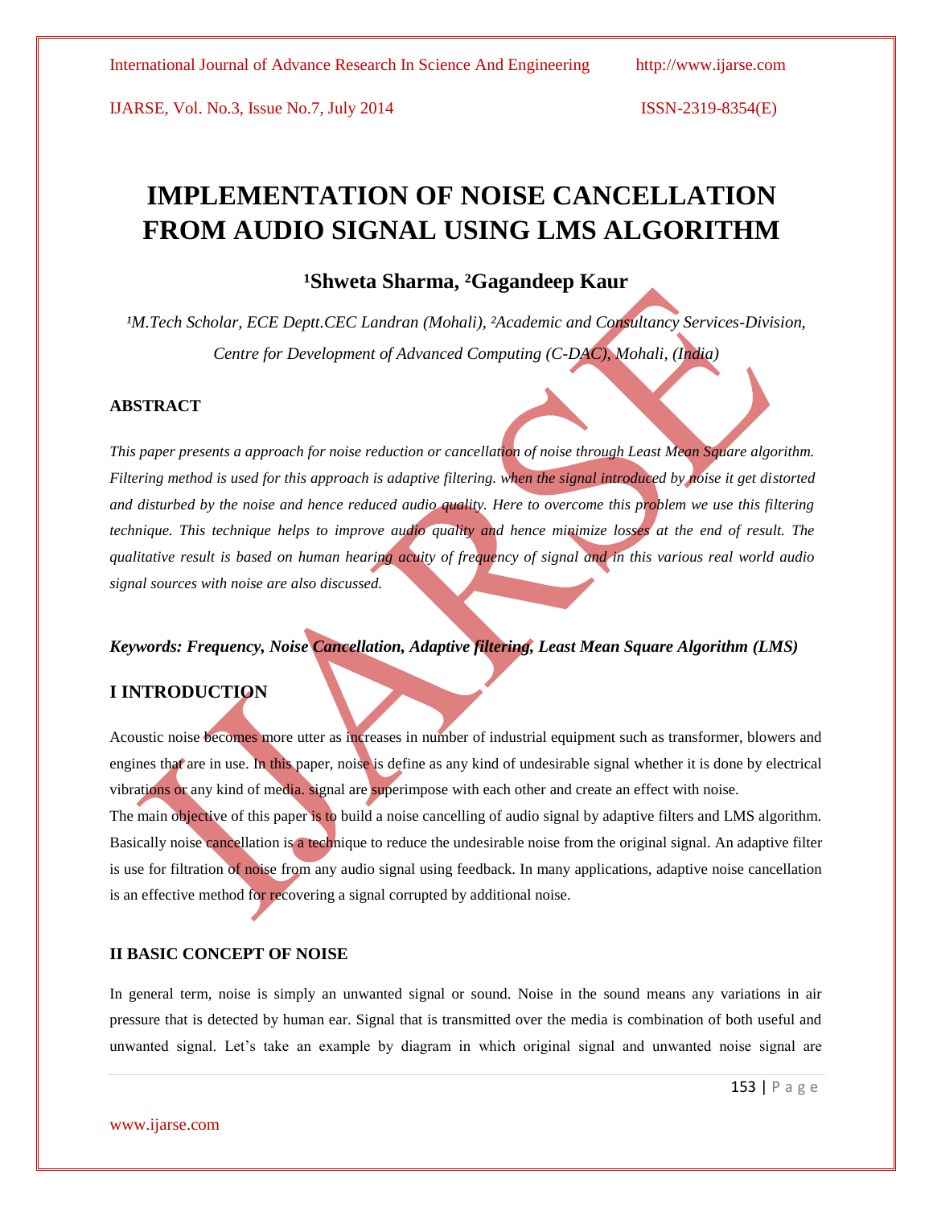# IMPLEMENTATION OF NOISE CANCELLATION FROM AUDIO SIGNAL USING LMS ALGORITHM

### [1]Shweta Sharma, [2]Gagandeep Kaur

*[1]M.Tech Scholar, ECE Deptt.CEC Landran (Mohali), [2]Academic and Consultancy Services-Division, Centre for Development of Advanced Computing (C-DAC), Mohali, (India)*

## ABSTRACT

*This paper presents a approach for noise reduction or cancellation of noise through Least Mean Square algorithm. Filtering method is used for this approach is adaptive filtering. when the signal introduced by noise it get distorted and disturbed by the noise and hence reduced audio quality. Here to overcome this problem we use this filtering technique. This technique helps to improve audio quality and hence minimize losses at the end of result. The qualitative result is based on human hearing acuity of frequency of signal and in this various real world audio signal sources with noise are also discussed.*

***Keywords: Frequency, Noise Cancellation, Adaptive filtering, Least Mean Square Algorithm (LMS)***

## I INTRODUCTION

Acoustic noise becomes more utter as increases in number of industrial equipment such as transformer, blowers and engines that are in use. In this paper, noise is define as any kind of undesirable signal whether it is done by electrical vibrations or any kind of media. signal are superimpose with each other and create an effect with noise.

The main objective of this paper is to build a noise cancelling of audio signal by adaptive filters and LMS algorithm. Basically noise cancellation is a technique to reduce the undesirable noise from the original signal. An adaptive filter is use for filtration of noise from any audio signal using feedback. In many applications, adaptive noise cancellation is an effective method for recovering a signal corrupted by additional noise.

## II BASIC CONCEPT OF NOISE

In general term, noise is simply an unwanted signal or sound. Noise in the sound means any variations in air pressure that is detected by human ear. Signal that is transmitted over the media is combination of both useful and unwanted signal. Let's take an example by diagram in which original signal and unwanted noise signal are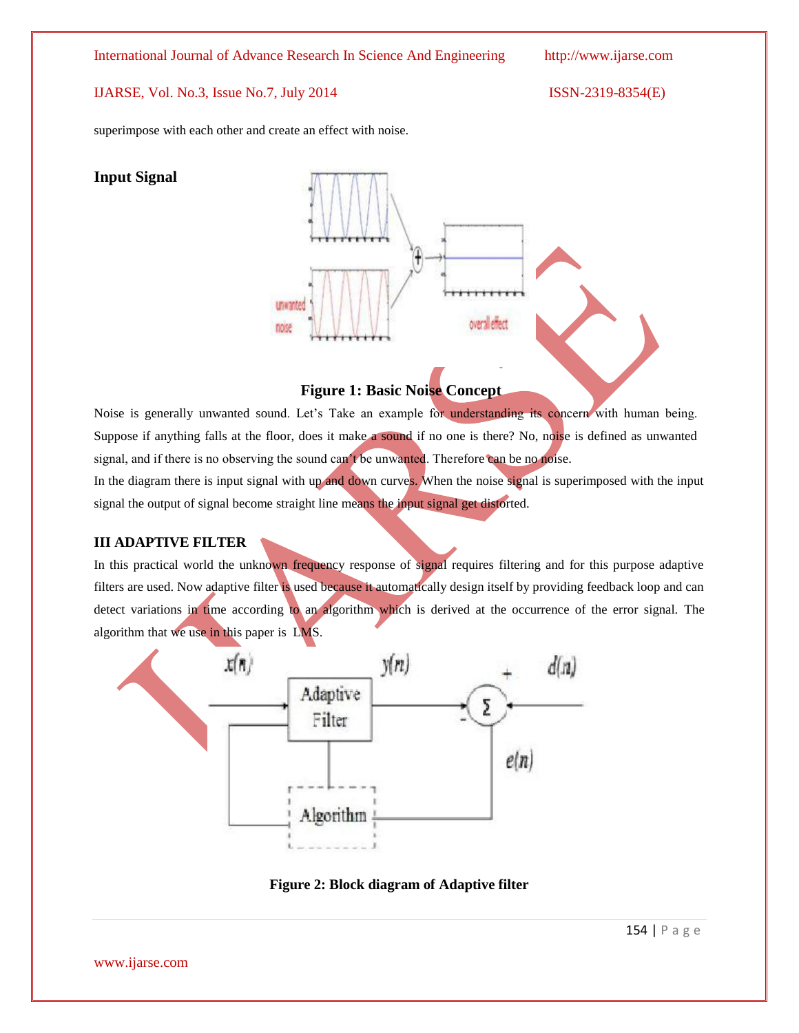superimpose with each other and create an effect with noise.

**Input Signal**

**Figure 1: Basic Noise Concept**

Noise is generally unwanted sound. Let's Take an example for understanding its concern with human being. Suppose if anything falls at the floor, does it make a sound if no one is there? No, noise is defined as unwanted signal, and if there is no observing the sound can't be unwanted. Therefore can be no noise.

In the diagram there is input signal with up and down curves. When the noise signal is superimposed with the input signal the output of signal become straight line means the input signal get distorted.

### III ADAPTIVE FILTER

In this practical world the unknown frequency response of signal requires filtering and for this purpose adaptive filters are used. Now adaptive filter is used because it automatically design itself by providing feedback loop and can detect variations in time according to an algorithm which is derived at the occurrence of the error signal. The algorithm that we use in this paper is LMS.

**Figure 2: Block diagram of Adaptive filter**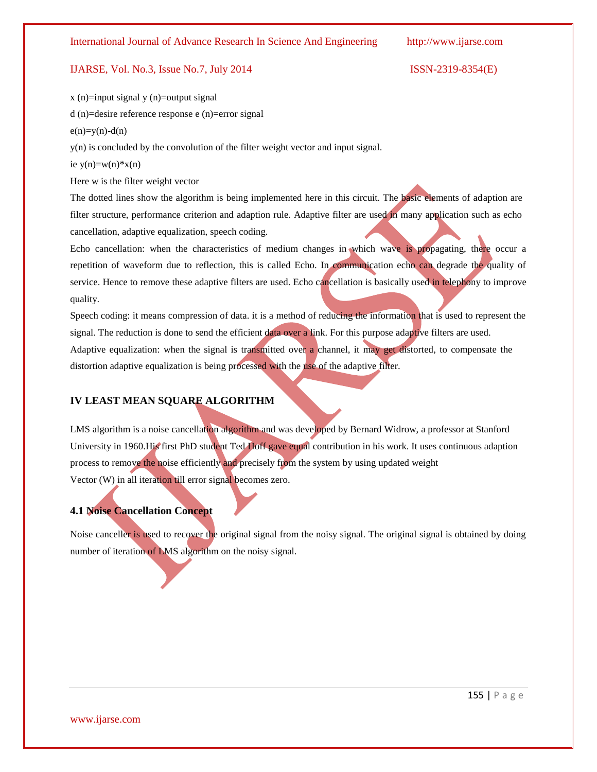x (n)=input signal y (n)=output signal

d (n)=desire reference response e (n)=error signal

$e(n)=y(n)-d(n)$

y(n) is concluded by the convolution of the filter weight vector and input signal.

ie $y(n)=w(n)*x(n)$

Here w is the filter weight vector

The dotted lines show the algorithm is being implemented here in this circuit. The basic elements of adaption are filter structure, performance criterion and adaption rule. Adaptive filter are used in many application such as echo cancellation, adaptive equalization, speech coding.

Echo cancellation: when the characteristics of medium changes in which wave is propagating, there occur a repetition of waveform due to reflection, this is called Echo. In communication echo can degrade the quality of service. Hence to remove these adaptive filters are used. Echo cancellation is basically used in telephony to improve quality.

Speech coding: it means compression of data. it is a method of reducing the information that is used to represent the signal. The reduction is done to send the efficient data over a link. For this purpose adaptive filters are used.

Adaptive equalization: when the signal is transmitted over a channel, it may get distorted, to compensate the distortion adaptive equalization is being processed with the use of the adaptive filter.

## IV LEAST MEAN SQUARE ALGORITHM

LMS algorithm is a noise cancellation algorithm and was developed by Bernard Widrow, a professor at Stanford University in 1960.His first PhD student Ted Hoff gave equal contribution in his work. It uses continuous adaption process to remove the noise efficiently and precisely from the system by using updated weight Vector (W) in all iteration till error signal becomes zero.

### 4.1 Noise Cancellation Concept

Noise canceller is used to recover the original signal from the noisy signal. The original signal is obtained by doing number of iteration of LMS algorithm on the noisy signal.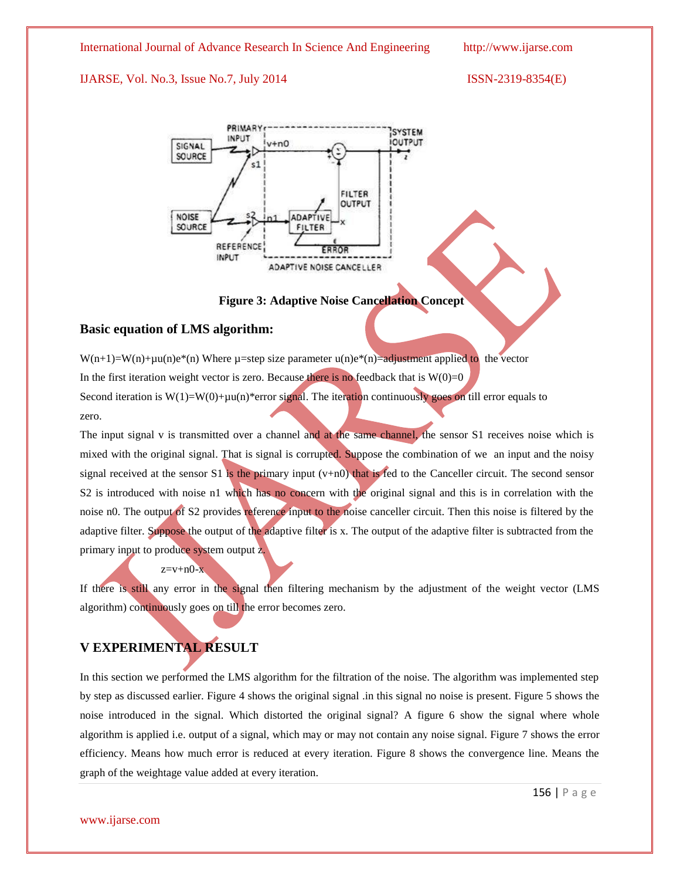Figure 3: Adaptive Noise Cancellation Concept

### Basic equation of LMS algorithm:

$W(n+1)=W(n)+\mu u(n)e^*(n)$ Where $\mu$=step size parameter $u(n)e^*(n)$=adjustment applied to the vector

In the first iteration weight vector is zero. Because there is no feedback that is $W(0)=0$

Second iteration is $W(1)=W(0)+\mu u(n)$*error signal. The iteration continuously goes on till error equals to zero.

The input signal v is transmitted over a channel and at the same channel, the sensor S1 receives noise which is mixed with the original signal. That is signal is corrupted. Suppose the combination of we an input and the noisy signal received at the sensor S1 is the primary input (v+n0) that is fed to the Canceller circuit. The second sensor S2 is introduced with noise n1 which has no concern with the original signal and this is in correlation with the noise n0. The output of S2 provides reference input to the noise canceller circuit. Then this noise is filtered by the adaptive filter. Suppose the output of the adaptive filter is x. The output of the adaptive filter is subtracted from the primary input to produce system output z.

$$z=v+n0-x$$

If there is still any error in the signal then filtering mechanism by the adjustment of the weight vector (LMS algorithm) continuously goes on till the error becomes zero.

## V EXPERIMENTAL RESULT

In this section we performed the LMS algorithm for the filtration of the noise. The algorithm was implemented step by step as discussed earlier. Figure 4 shows the original signal .in this signal no noise is present. Figure 5 shows the noise introduced in the signal. Which distorted the original signal? A figure 6 show the signal where whole algorithm is applied i.e. output of a signal, which may or may not contain any noise signal. Figure 7 shows the error efficiency. Means how much error is reduced at every iteration. Figure 8 shows the convergence line. Means the graph of the weightage value added at every iteration.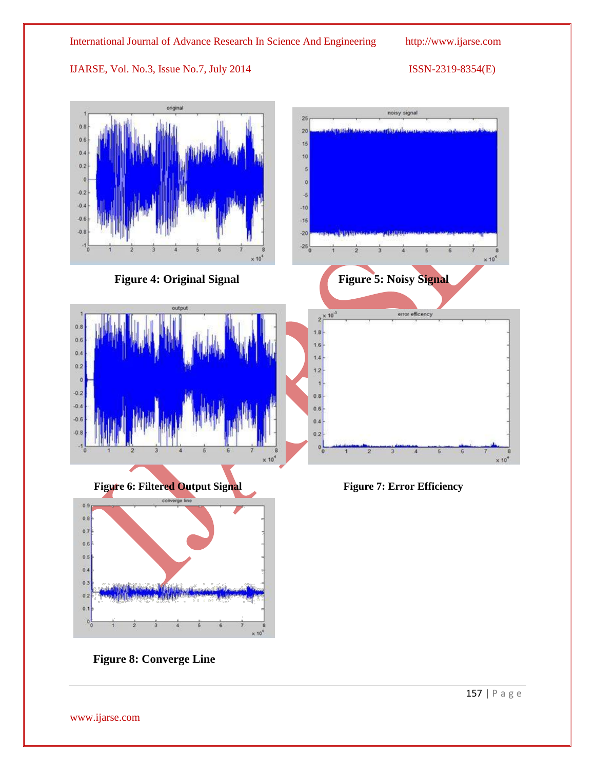Figure 4: Original Signal

Figure 5: Noisy Signal

Figure 6: Filtered Output Signal

Figure 7: Error Efficiency

Figure 8: Converge Line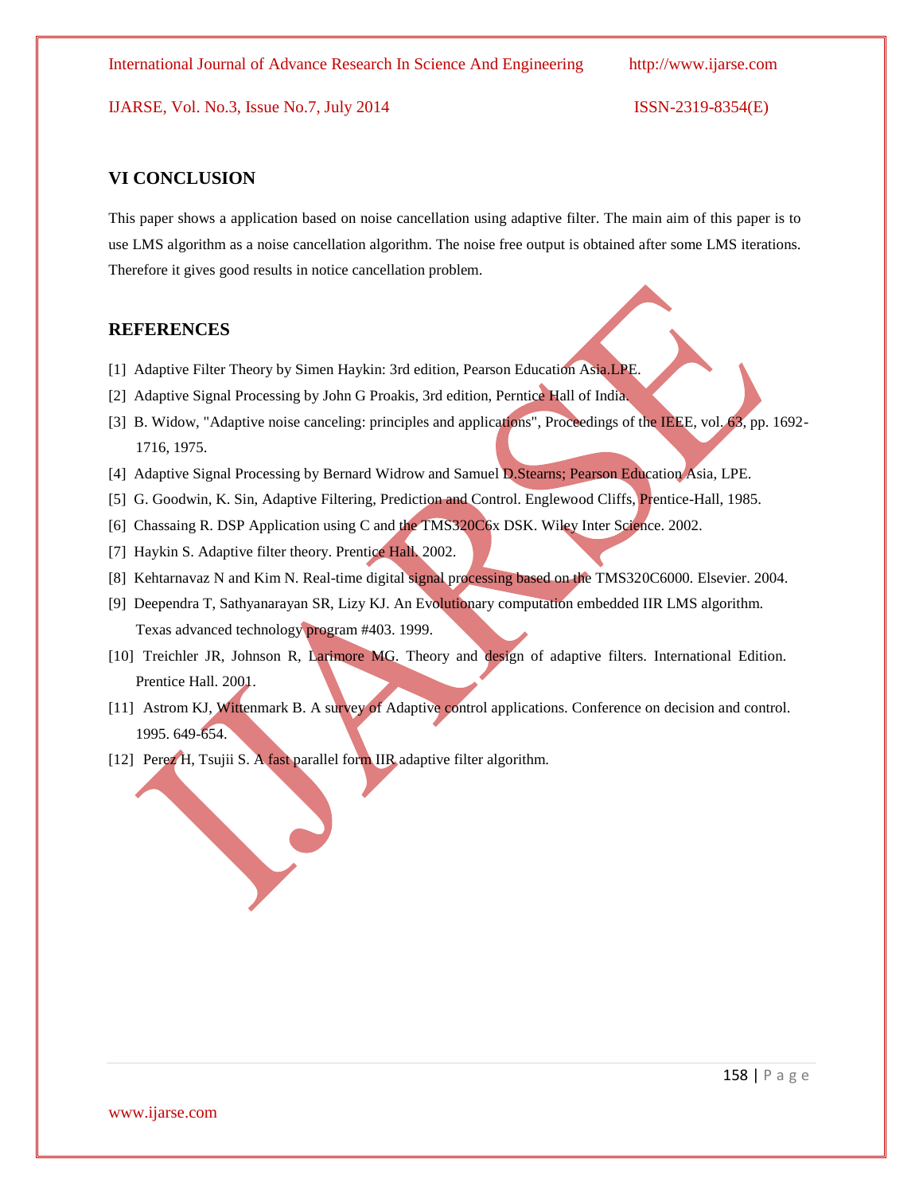## VI CONCLUSION

This paper shows a application based on noise cancellation using adaptive filter. The main aim of this paper is to use LMS algorithm as a noise cancellation algorithm. The noise free output is obtained after some LMS iterations. Therefore it gives good results in notice cancellation problem.

## REFERENCES

[1] Adaptive Filter Theory by Simen Haykin: 3rd edition, Pearson Education Asia.LPE.

[2] Adaptive Signal Processing by John G Proakis, 3rd edition, Perntice Hall of India.

[3] B. Widow, "Adaptive noise canceling: principles and applications", Proceedings of the IEEE, vol. 63, pp. 1692-1716, 1975.

[4] Adaptive Signal Processing by Bernard Widrow and Samuel D.Stearns; Pearson Education Asia, LPE.

[5] G. Goodwin, K. Sin, Adaptive Filtering, Prediction and Control. Englewood Cliffs, Prentice-Hall, 1985.

[6] Chassaing R. DSP Application using C and the TMS320C6x DSK. Wiley Inter Science. 2002.

[7] Haykin S. Adaptive filter theory. Prentice Hall. 2002.

[8] Kehtarnavaz N and Kim N. Real-time digital signal processing based on the TMS320C6000. Elsevier. 2004.

[9] Deependra T, Sathyanarayan SR, Lizy KJ. An Evolutionary computation embedded IIR LMS algorithm. Texas advanced technology program #403. 1999.

[10] Treichler JR, Johnson R, Larimore MG. Theory and design of adaptive filters. International Edition. Prentice Hall. 2001.

[11] Astrom KJ, Wittenmark B. A survey of Adaptive control applications. Conference on decision and control. 1995. 649-654.

[12] Perez H, Tsujii S. A fast parallel form IIR adaptive filter algorithm.